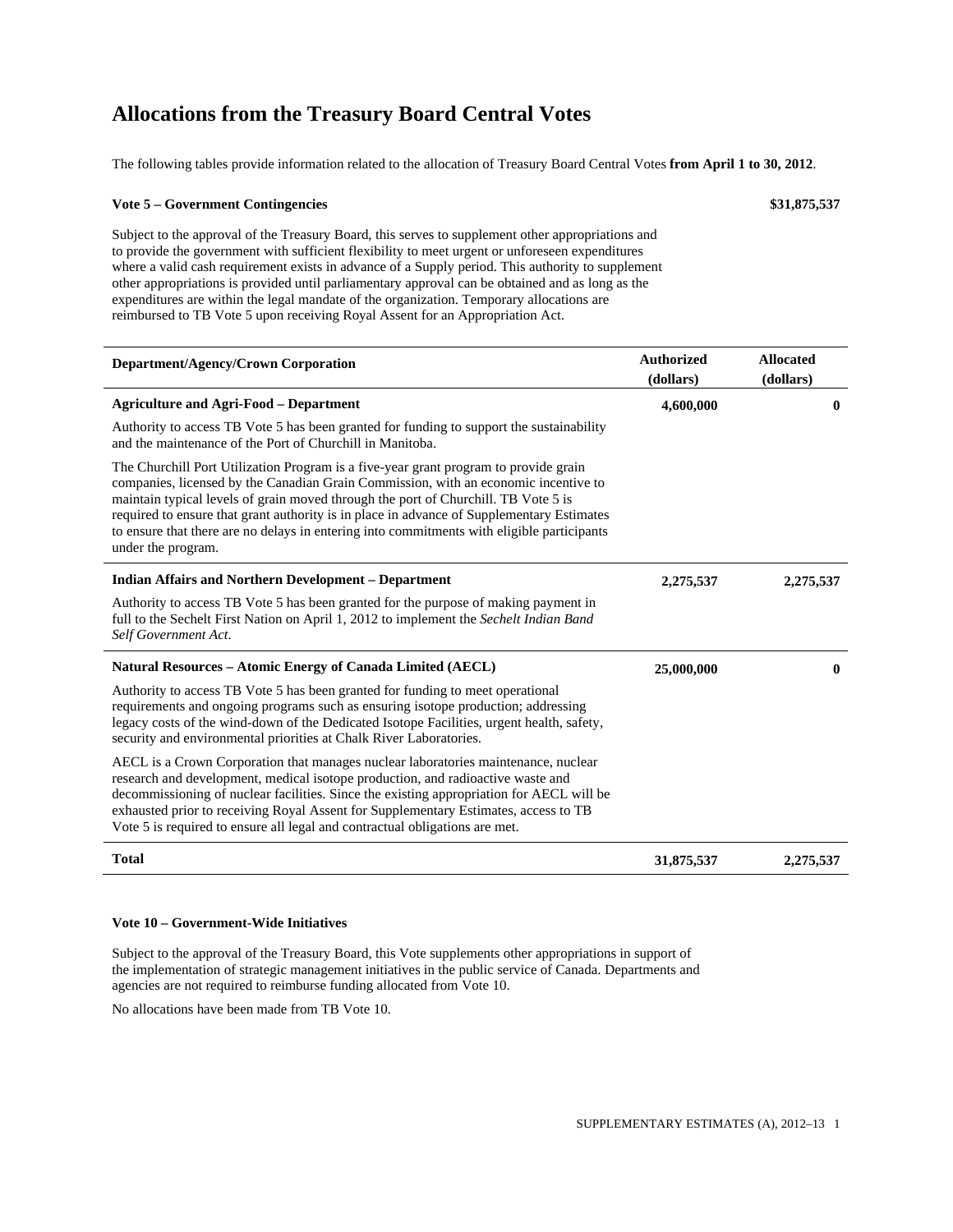# Allocations from the Treasury Board Central Votes

The following tables provide information related to the allocation of Treasury Board Central Votes **from April 1 to 30, 2012**.

**Vote 5 – Government Contingencies** **$31,875,537**

Subject to the approval of the Treasury Board, this serves to supplement other appropriations and to provide the government with sufficient flexibility to meet urgent or unforeseen expenditures where a valid cash requirement exists in advance of a Supply period. This authority to supplement other appropriations is provided until parliamentary approval can be obtained and as long as the expenditures are within the legal mandate of the organization. Temporary allocations are reimbursed to TB Vote 5 upon receiving Royal Assent for an Appropriation Act.

| Department/Agency/Crown Corporation | Authorized (dollars) | Allocated (dollars) |
|---|---|---|
| **Agriculture and Agri-Food – Department** | **4,600,000** | **0** |
| Authority to access TB Vote 5 has been granted for funding to support the sustainability and the maintenance of the Port of Churchill in Manitoba. | | |
| The Churchill Port Utilization Program is a five-year grant program to provide grain companies, licensed by the Canadian Grain Commission, with an economic incentive to maintain typical levels of grain moved through the port of Churchill. TB Vote 5 is required to ensure that grant authority is in place in advance of Supplementary Estimates to ensure that there are no delays in entering into commitments with eligible participants under the program. | | |
| **Indian Affairs and Northern Development – Department** | **2,275,537** | **2,275,537** |
| Authority to access TB Vote 5 has been granted for the purpose of making payment in full to the Sechelt First Nation on April 1, 2012 to implement the *Sechelt Indian Band Self Government Act*. | | |
| **Natural Resources – Atomic Energy of Canada Limited (AECL)** | **25,000,000** | **0** |
| Authority to access TB Vote 5 has been granted for funding to meet operational requirements and ongoing programs such as ensuring isotope production; addressing legacy costs of the wind-down of the Dedicated Isotope Facilities, urgent health, safety, security and environmental priorities at Chalk River Laboratories. | | |
| AECL is a Crown Corporation that manages nuclear laboratories maintenance, nuclear research and development, medical isotope production, and radioactive waste and decommissioning of nuclear facilities. Since the existing appropriation for AECL will be exhausted prior to receiving Royal Assent for Supplementary Estimates, access to TB Vote 5 is required to ensure all legal and contractual obligations are met. | | |
| **Total** | **31,875,537** | **2,275,537** |

**Vote 10 – Government-Wide Initiatives**

Subject to the approval of the Treasury Board, this Vote supplements other appropriations in support of the implementation of strategic management initiatives in the public service of Canada. Departments and agencies are not required to reimburse funding allocated from Vote 10.

No allocations have been made from TB Vote 10.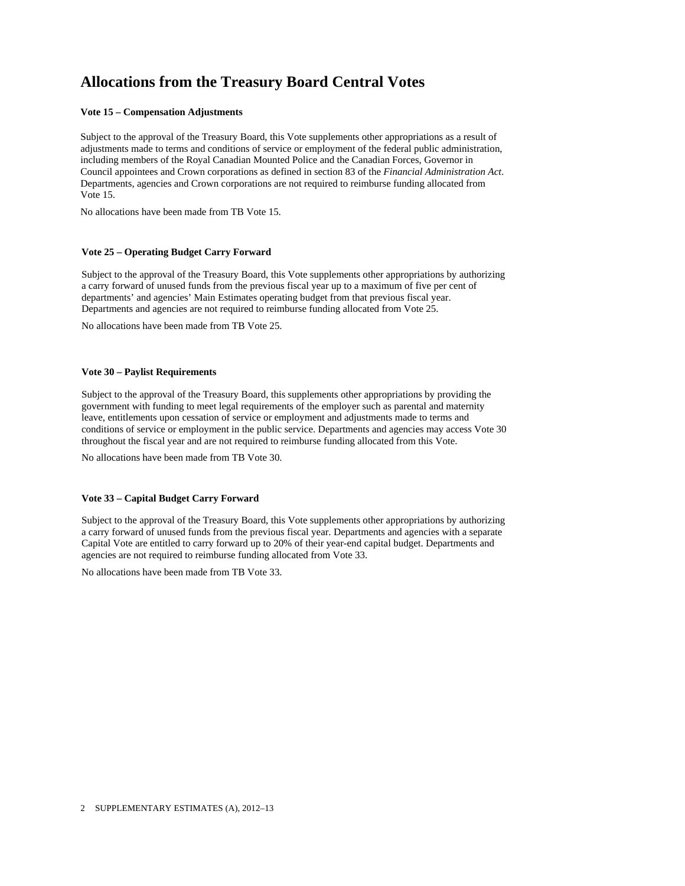# Allocations from the Treasury Board Central Votes

**Vote 15 – Compensation Adjustments**

Subject to the approval of the Treasury Board, this Vote supplements other appropriations as a result of adjustments made to terms and conditions of service or employment of the federal public administration, including members of the Royal Canadian Mounted Police and the Canadian Forces, Governor in Council appointees and Crown corporations as defined in section 83 of the *Financial Administration Act*. Departments, agencies and Crown corporations are not required to reimburse funding allocated from Vote 15.

No allocations have been made from TB Vote 15.

**Vote 25 – Operating Budget Carry Forward**

Subject to the approval of the Treasury Board, this Vote supplements other appropriations by authorizing a carry forward of unused funds from the previous fiscal year up to a maximum of five per cent of departments' and agencies' Main Estimates operating budget from that previous fiscal year. Departments and agencies are not required to reimburse funding allocated from Vote 25.

No allocations have been made from TB Vote 25.

**Vote 30 – Paylist Requirements**

Subject to the approval of the Treasury Board, this supplements other appropriations by providing the government with funding to meet legal requirements of the employer such as parental and maternity leave, entitlements upon cessation of service or employment and adjustments made to terms and conditions of service or employment in the public service. Departments and agencies may access Vote 30 throughout the fiscal year and are not required to reimburse funding allocated from this Vote.

No allocations have been made from TB Vote 30.

**Vote 33 – Capital Budget Carry Forward**

Subject to the approval of the Treasury Board, this Vote supplements other appropriations by authorizing a carry forward of unused funds from the previous fiscal year. Departments and agencies with a separate Capital Vote are entitled to carry forward up to 20% of their year-end capital budget. Departments and agencies are not required to reimburse funding allocated from Vote 33.

No allocations have been made from TB Vote 33.